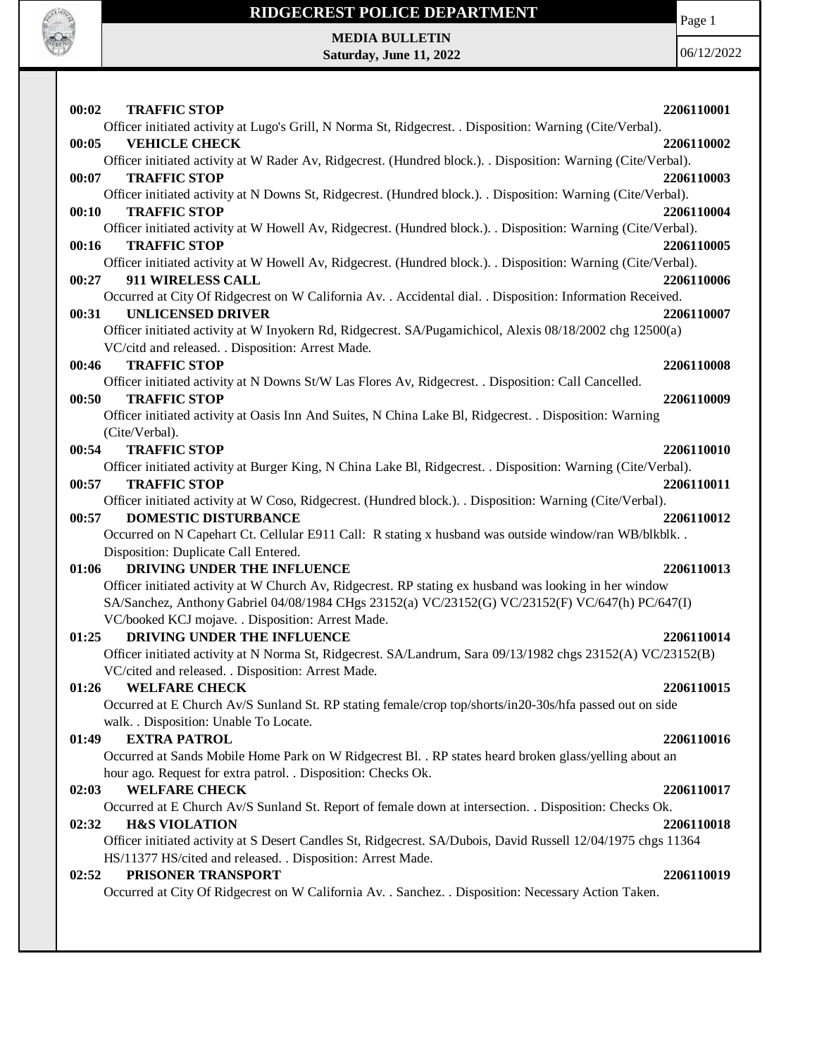# RIDGECREST POLICE DEPARTMENT

**MEDIA BULLETIN**
**Saturday, June 11, 2022**

06/12/2022

**00:02 TRAFFIC STOP** **2206110001**
Officer initiated activity at Lugo's Grill, N Norma St, Ridgecrest. . Disposition: Warning (Cite/Verbal).

**00:05 VEHICLE CHECK** **2206110002**
Officer initiated activity at W Rader Av, Ridgecrest. (Hundred block.). . Disposition: Warning (Cite/Verbal).

**00:07 TRAFFIC STOP** **2206110003**
Officer initiated activity at N Downs St, Ridgecrest. (Hundred block.). . Disposition: Warning (Cite/Verbal).

**00:10 TRAFFIC STOP** **2206110004**
Officer initiated activity at W Howell Av, Ridgecrest. (Hundred block.). . Disposition: Warning (Cite/Verbal).

**00:16 TRAFFIC STOP** **2206110005**
Officer initiated activity at W Howell Av, Ridgecrest. (Hundred block.). . Disposition: Warning (Cite/Verbal).

**00:27 911 WIRELESS CALL** **2206110006**
Occurred at City Of Ridgecrest on W California Av. . Accidental dial. . Disposition: Information Received.

**00:31 UNLICENSED DRIVER** **2206110007**
Officer initiated activity at W Inyokern Rd, Ridgecrest. SA/Pugamichicol, Alexis 08/18/2002 chg 12500(a) VC/citd and released. . Disposition: Arrest Made.

**00:46 TRAFFIC STOP** **2206110008**
Officer initiated activity at N Downs St/W Las Flores Av, Ridgecrest. . Disposition: Call Cancelled.

**00:50 TRAFFIC STOP** **2206110009**
Officer initiated activity at Oasis Inn And Suites, N China Lake Bl, Ridgecrest. . Disposition: Warning (Cite/Verbal).

**00:54 TRAFFIC STOP** **2206110010**
Officer initiated activity at Burger King, N China Lake Bl, Ridgecrest. . Disposition: Warning (Cite/Verbal).

**00:57 TRAFFIC STOP** **2206110011**
Officer initiated activity at W Coso, Ridgecrest. (Hundred block.). . Disposition: Warning (Cite/Verbal).

**00:57 DOMESTIC DISTURBANCE** **2206110012**
Occurred on N Capehart Ct. Cellular E911 Call: R stating x husband was outside window/ran WB/blkblk. . Disposition: Duplicate Call Entered.

**01:06 DRIVING UNDER THE INFLUENCE** **2206110013**
Officer initiated activity at W Church Av, Ridgecrest. RP stating ex husband was looking in her window SA/Sanchez, Anthony Gabriel 04/08/1984 CHgs 23152(a) VC/23152(G) VC/23152(F) VC/647(h) PC/647(I) VC/booked KCJ mojave. . Disposition: Arrest Made.

**01:25 DRIVING UNDER THE INFLUENCE** **2206110014**
Officer initiated activity at N Norma St, Ridgecrest. SA/Landrum, Sara 09/13/1982 chgs 23152(A) VC/23152(B) VC/cited and released. . Disposition: Arrest Made.

**01:26 WELFARE CHECK** **2206110015**
Occurred at E Church Av/S Sunland St. RP stating female/crop top/shorts/in20-30s/hfa passed out on side walk. . Disposition: Unable To Locate.

**01:49 EXTRA PATROL** **2206110016**
Occurred at Sands Mobile Home Park on W Ridgecrest Bl. . RP states heard broken glass/yelling about an hour ago. Request for extra patrol. . Disposition: Checks Ok.

**02:03 WELFARE CHECK** **2206110017**
Occurred at E Church Av/S Sunland St. Report of female down at intersection. . Disposition: Checks Ok.

**02:32 H&S VIOLATION** **2206110018**
Officer initiated activity at S Desert Candles St, Ridgecrest. SA/Dubois, David Russell 12/04/1975 chgs 11364 HS/11377 HS/cited and released. . Disposition: Arrest Made.

**02:52 PRISONER TRANSPORT** **2206110019**
Occurred at City Of Ridgecrest on W California Av. . Sanchez. . Disposition: Necessary Action Taken.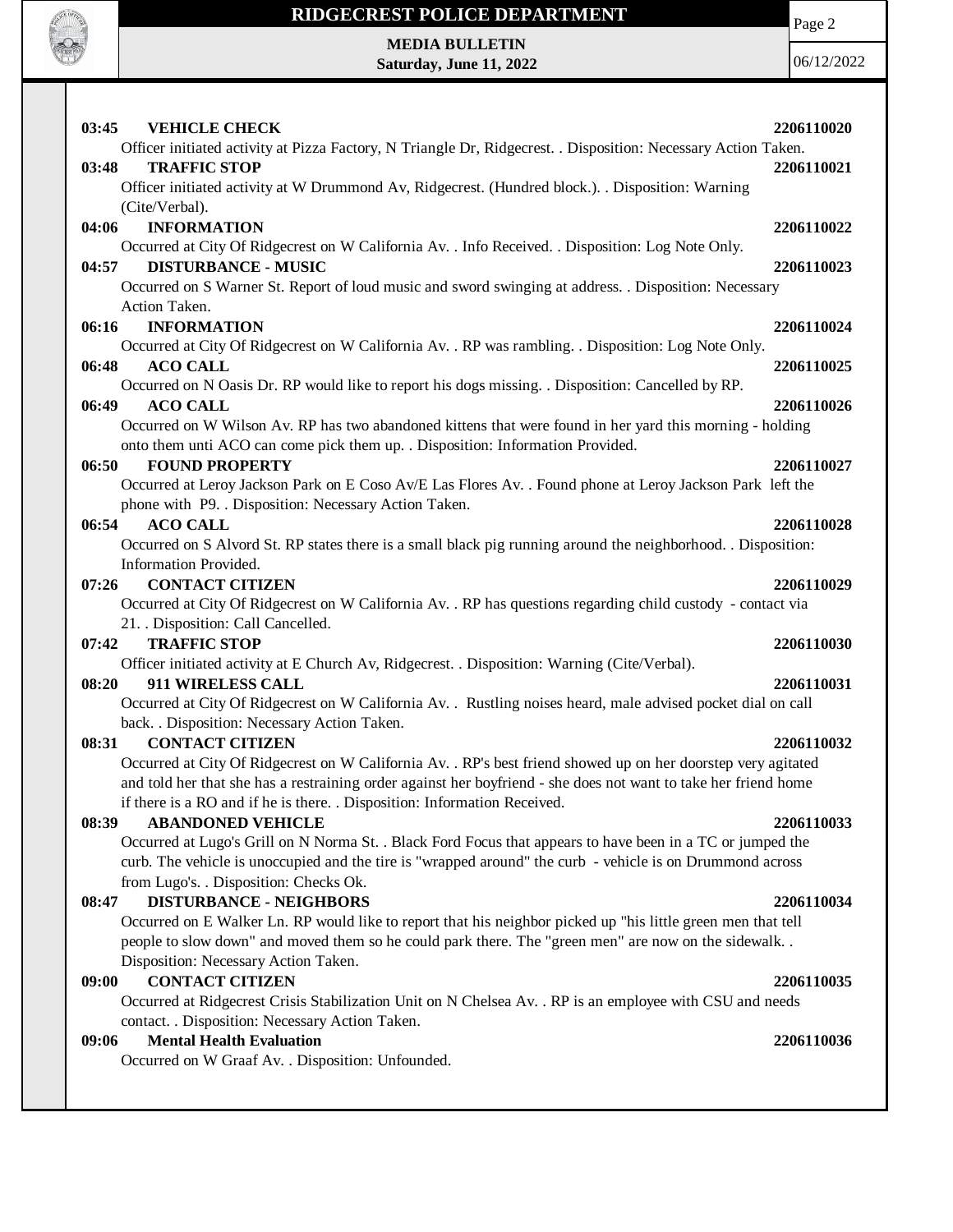**03:45 VEHICLE CHECK** **2206110020**

Officer initiated activity at Pizza Factory, N Triangle Dr, Ridgecrest. . Disposition: Necessary Action Taken.

**03:48 TRAFFIC STOP** **2206110021**

Officer initiated activity at W Drummond Av, Ridgecrest. (Hundred block.). . Disposition: Warning (Cite/Verbal).

**04:06 INFORMATION** **2206110022**

Occurred at City Of Ridgecrest on W California Av. . Info Received. . Disposition: Log Note Only.

**04:57 DISTURBANCE - MUSIC** **2206110023**

Occurred on S Warner St. Report of loud music and sword swinging at address. . Disposition: Necessary Action Taken.

**06:16 INFORMATION** **2206110024**

Occurred at City Of Ridgecrest on W California Av. . RP was rambling. . Disposition: Log Note Only.

**06:48 ACO CALL** **2206110025**

Occurred on N Oasis Dr. RP would like to report his dogs missing. . Disposition: Cancelled by RP.

**06:49 ACO CALL** **2206110026**

Occurred on W Wilson Av. RP has two abandoned kittens that were found in her yard this morning - holding onto them unti ACO can come pick them up. . Disposition: Information Provided.

**06:50 FOUND PROPERTY** **2206110027**

Occurred at Leroy Jackson Park on E Coso Av/E Las Flores Av. . Found phone at Leroy Jackson Park left the phone with P9. . Disposition: Necessary Action Taken.

**06:54 ACO CALL** **2206110028**

Occurred on S Alvord St. RP states there is a small black pig running around the neighborhood. . Disposition: Information Provided.

**07:26 CONTACT CITIZEN** **2206110029**

Occurred at City Of Ridgecrest on W California Av. . RP has questions regarding child custody - contact via 21. . Disposition: Call Cancelled.

**07:42 TRAFFIC STOP** **2206110030**

Officer initiated activity at E Church Av, Ridgecrest. . Disposition: Warning (Cite/Verbal).

**08:20 911 WIRELESS CALL** **2206110031**

Occurred at City Of Ridgecrest on W California Av. . Rustling noises heard, male advised pocket dial on call back. . Disposition: Necessary Action Taken.

**08:31 CONTACT CITIZEN** **2206110032**

Occurred at City Of Ridgecrest on W California Av. . RP's best friend showed up on her doorstep very agitated and told her that she has a restraining order against her boyfriend - she does not want to take her friend home if there is a RO and if he is there. . Disposition: Information Received.

**08:39 ABANDONED VEHICLE** **2206110033**

Occurred at Lugo's Grill on N Norma St. . Black Ford Focus that appears to have been in a TC or jumped the curb. The vehicle is unoccupied and the tire is "wrapped around" the curb - vehicle is on Drummond across from Lugo's. . Disposition: Checks Ok.

**08:47 DISTURBANCE - NEIGHBORS** **2206110034**

Occurred on E Walker Ln. RP would like to report that his neighbor picked up "his little green men that tell people to slow down" and moved them so he could park there. The "green men" are now on the sidewalk. . Disposition: Necessary Action Taken.

**09:00 CONTACT CITIZEN** **2206110035**

Occurred at Ridgecrest Crisis Stabilization Unit on N Chelsea Av. . RP is an employee with CSU and needs contact. . Disposition: Necessary Action Taken.

**09:06 Mental Health Evaluation** **2206110036**

Occurred on W Graaf Av. . Disposition: Unfounded.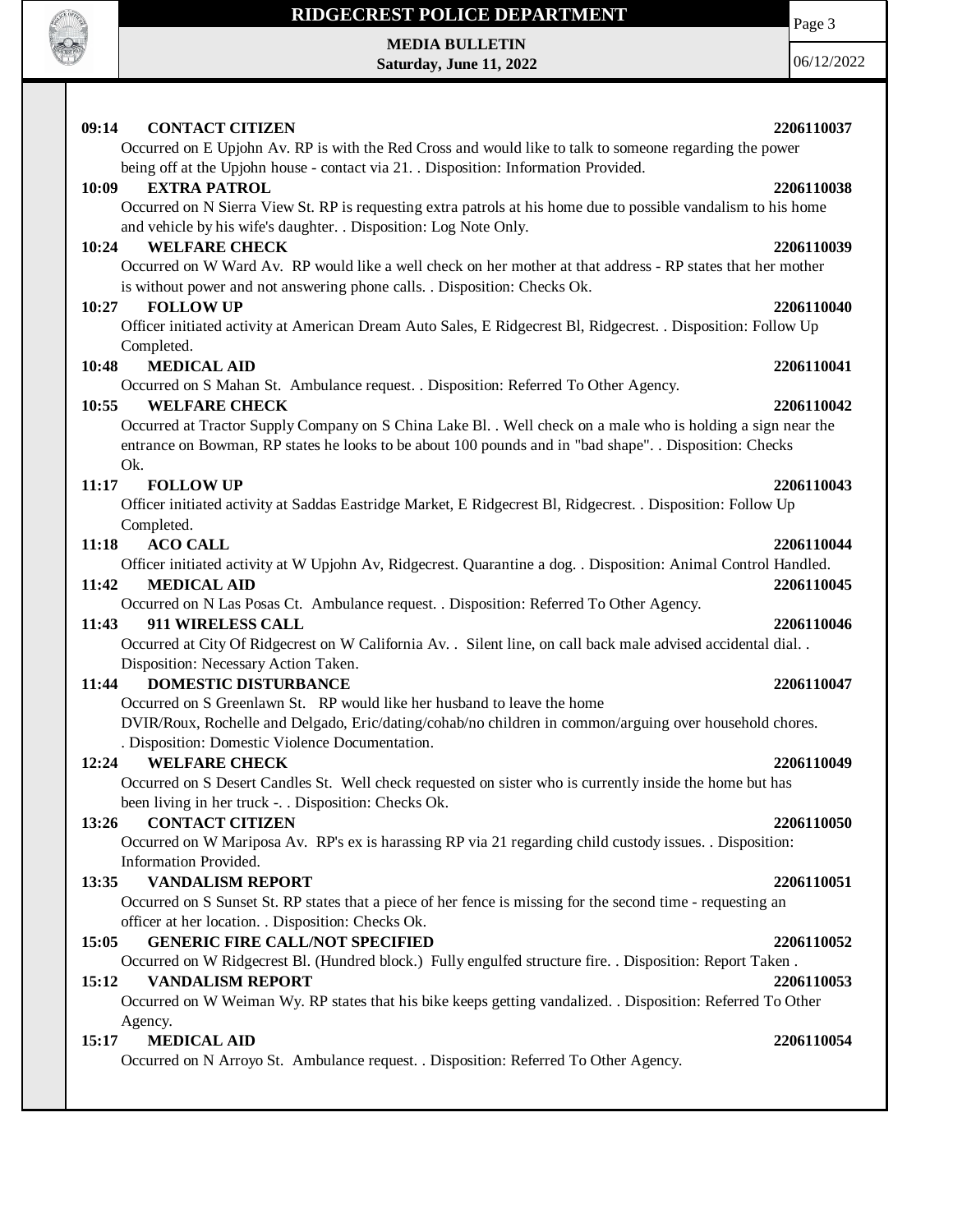**09:14 CONTACT CITIZEN** **2206110037**
Occurred on E Upjohn Av. RP is with the Red Cross and would like to talk to someone regarding the power being off at the Upjohn house - contact via 21. . Disposition: Information Provided.

**10:09 EXTRA PATROL** **2206110038**
Occurred on N Sierra View St. RP is requesting extra patrols at his home due to possible vandalism to his home and vehicle by his wife's daughter. . Disposition: Log Note Only.

**10:24 WELFARE CHECK** **2206110039**
Occurred on W Ward Av. RP would like a well check on her mother at that address - RP states that her mother is without power and not answering phone calls. . Disposition: Checks Ok.

**10:27 FOLLOW UP** **2206110040**
Officer initiated activity at American Dream Auto Sales, E Ridgecrest Bl, Ridgecrest. . Disposition: Follow Up Completed.

**10:48 MEDICAL AID** **2206110041**
Occurred on S Mahan St. Ambulance request. . Disposition: Referred To Other Agency.

**10:55 WELFARE CHECK** **2206110042**
Occurred at Tractor Supply Company on S China Lake Bl. . Well check on a male who is holding a sign near the entrance on Bowman, RP states he looks to be about 100 pounds and in "bad shape". . Disposition: Checks Ok.

**11:17 FOLLOW UP** **2206110043**
Officer initiated activity at Saddas Eastridge Market, E Ridgecrest Bl, Ridgecrest. . Disposition: Follow Up Completed.

**11:18 ACO CALL** **2206110044**
Officer initiated activity at W Upjohn Av, Ridgecrest. Quarantine a dog. . Disposition: Animal Control Handled.

**11:42 MEDICAL AID** **2206110045**
Occurred on N Las Posas Ct. Ambulance request. . Disposition: Referred To Other Agency.

**11:43 911 WIRELESS CALL** **2206110046**
Occurred at City Of Ridgecrest on W California Av. . Silent line, on call back male advised accidental dial. . Disposition: Necessary Action Taken.

**11:44 DOMESTIC DISTURBANCE** **2206110047**
Occurred on S Greenlawn St. RP would like her husband to leave the home
DVIR/Roux, Rochelle and Delgado, Eric/dating/cohab/no children in common/arguing over household chores. . Disposition: Domestic Violence Documentation.

**12:24 WELFARE CHECK** **2206110049**
Occurred on S Desert Candles St. Well check requested on sister who is currently inside the home but has been living in her truck -. . Disposition: Checks Ok.

**13:26 CONTACT CITIZEN** **2206110050**
Occurred on W Mariposa Av. RP's ex is harassing RP via 21 regarding child custody issues. . Disposition: Information Provided.

**13:35 VANDALISM REPORT** **2206110051**
Occurred on S Sunset St. RP states that a piece of her fence is missing for the second time - requesting an officer at her location. . Disposition: Checks Ok.

**15:05 GENERIC FIRE CALL/NOT SPECIFIED** **2206110052**
Occurred on W Ridgecrest Bl. (Hundred block.) Fully engulfed structure fire. . Disposition: Report Taken .

**15:12 VANDALISM REPORT** **2206110053**
Occurred on W Weiman Wy. RP states that his bike keeps getting vandalized. . Disposition: Referred To Other Agency.

**15:17 MEDICAL AID** **2206110054**
Occurred on N Arroyo St. Ambulance request. . Disposition: Referred To Other Agency.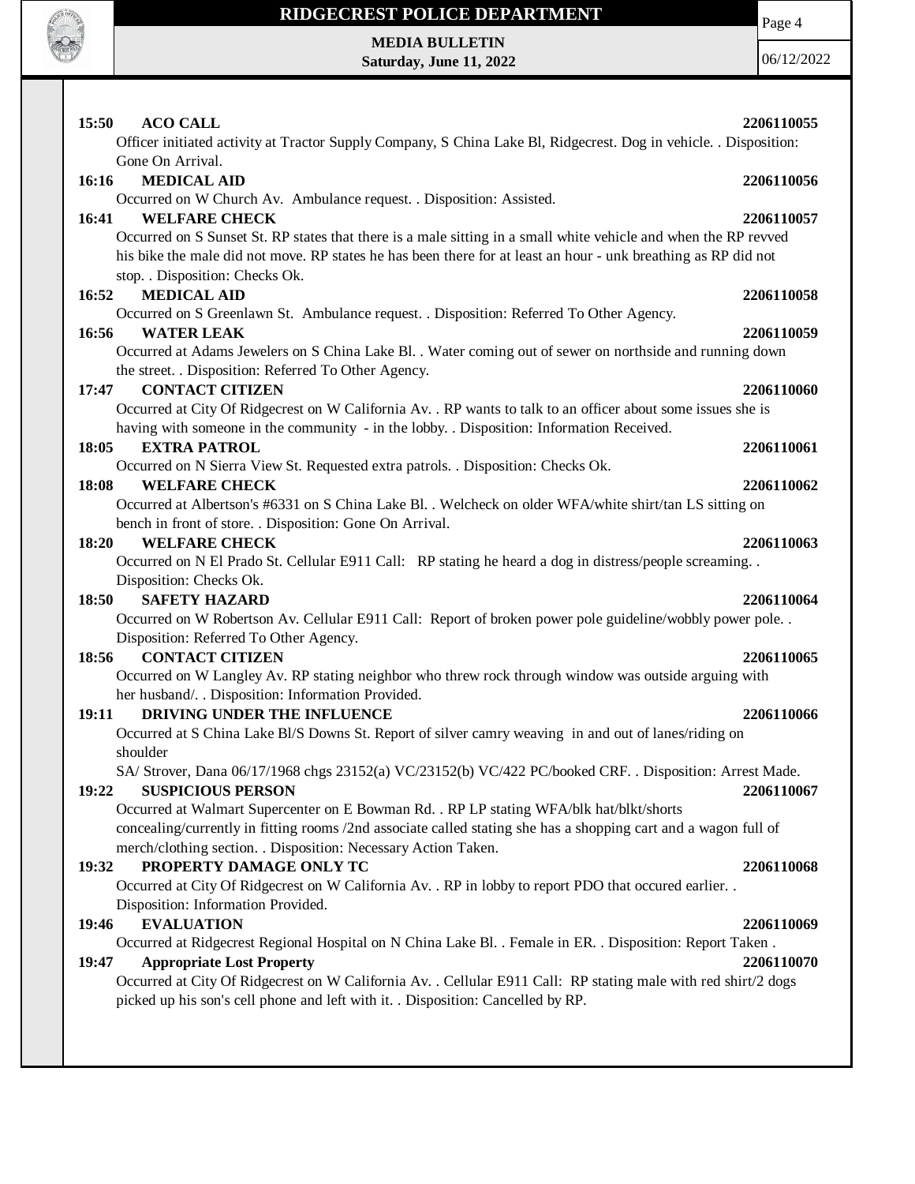**15:50 ACO CALL** **2206110055**

Officer initiated activity at Tractor Supply Company, S China Lake Bl, Ridgecrest. Dog in vehicle. . Disposition: Gone On Arrival.

**16:16 MEDICAL AID** **2206110056**

Occurred on W Church Av. Ambulance request. . Disposition: Assisted.

**16:41 WELFARE CHECK** **2206110057**

Occurred on S Sunset St. RP states that there is a male sitting in a small white vehicle and when the RP revved his bike the male did not move. RP states he has been there for at least an hour - unk breathing as RP did not stop. . Disposition: Checks Ok.

**16:52 MEDICAL AID** **2206110058**

Occurred on S Greenlawn St. Ambulance request. . Disposition: Referred To Other Agency.

**16:56 WATER LEAK** **2206110059**

Occurred at Adams Jewelers on S China Lake Bl. . Water coming out of sewer on northside and running down the street. . Disposition: Referred To Other Agency.

**17:47 CONTACT CITIZEN** **2206110060**

Occurred at City Of Ridgecrest on W California Av. . RP wants to talk to an officer about some issues she is having with someone in the community - in the lobby. . Disposition: Information Received.

**18:05 EXTRA PATROL** **2206110061**

Occurred on N Sierra View St. Requested extra patrols. . Disposition: Checks Ok.

**18:08 WELFARE CHECK** **2206110062**

Occurred at Albertson's #6331 on S China Lake Bl. . Welcheck on older WFA/white shirt/tan LS sitting on bench in front of store. . Disposition: Gone On Arrival.

**18:20 WELFARE CHECK** **2206110063**

Occurred on N El Prado St. Cellular E911 Call: RP stating he heard a dog in distress/people screaming. . Disposition: Checks Ok.

**18:50 SAFETY HAZARD** **2206110064**

Occurred on W Robertson Av. Cellular E911 Call: Report of broken power pole guideline/wobbly power pole. . Disposition: Referred To Other Agency.

**18:56 CONTACT CITIZEN** **2206110065**

Occurred on W Langley Av. RP stating neighbor who threw rock through window was outside arguing with her husband/. . Disposition: Information Provided.

**19:11 DRIVING UNDER THE INFLUENCE** **2206110066**

Occurred at S China Lake Bl/S Downs St. Report of silver camry weaving in and out of lanes/riding on shoulder

SA/ Strover, Dana 06/17/1968 chgs 23152(a) VC/23152(b) VC/422 PC/booked CRF. . Disposition: Arrest Made.

**19:22 SUSPICIOUS PERSON** **2206110067**

Occurred at Walmart Supercenter on E Bowman Rd. . RP LP stating WFA/blk hat/blkt/shorts concealing/currently in fitting rooms /2nd associate called stating she has a shopping cart and a wagon full of merch/clothing section. . Disposition: Necessary Action Taken.

**19:32 PROPERTY DAMAGE ONLY TC** **2206110068**

Occurred at City Of Ridgecrest on W California Av. . RP in lobby to report PDO that occured earlier. . Disposition: Information Provided.

**19:46 EVALUATION** **2206110069**

Occurred at Ridgecrest Regional Hospital on N China Lake Bl. . Female in ER. . Disposition: Report Taken .

**19:47 Appropriate Lost Property** **2206110070**

Occurred at City Of Ridgecrest on W California Av. . Cellular E911 Call: RP stating male with red shirt/2 dogs picked up his son's cell phone and left with it. . Disposition: Cancelled by RP.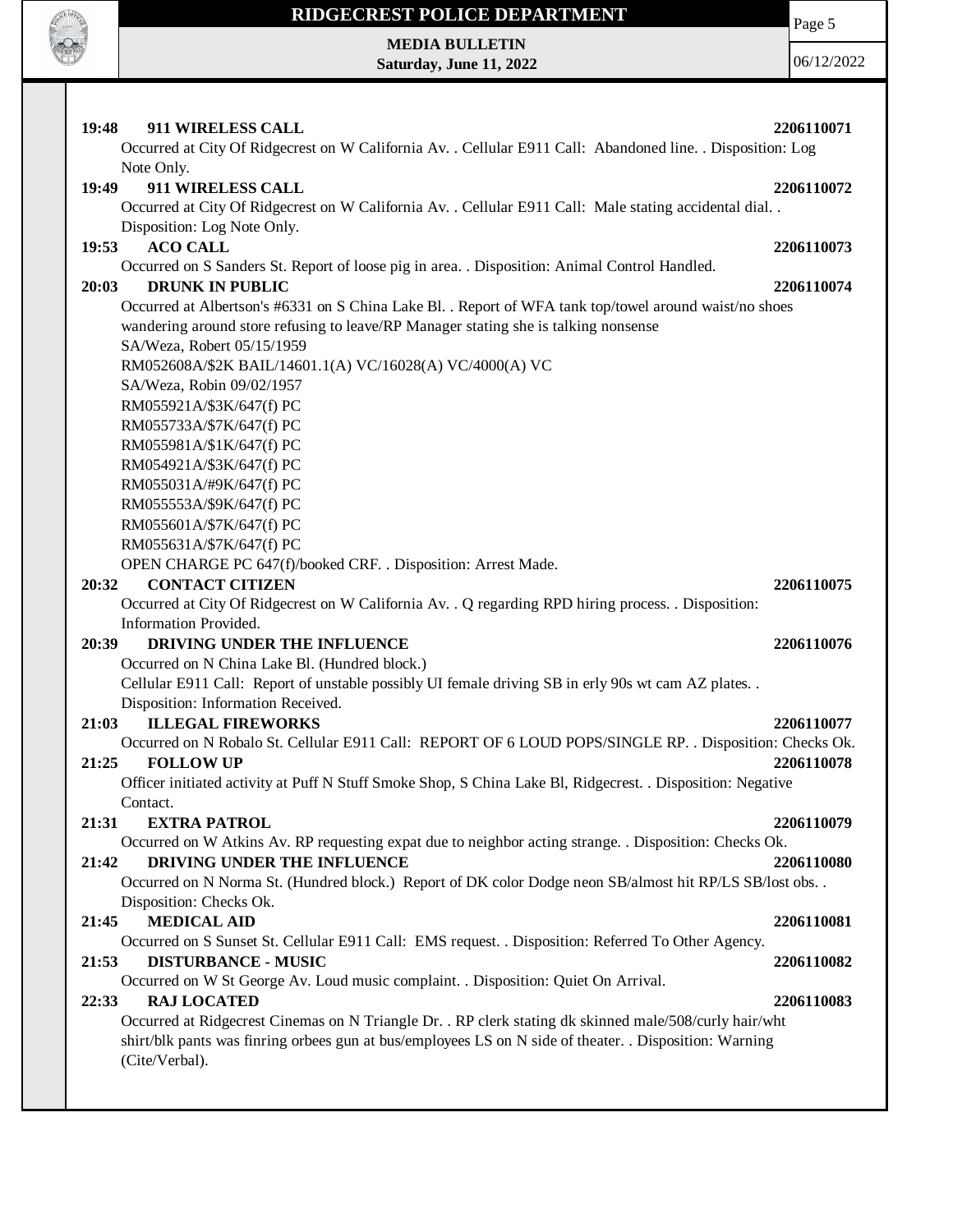**19:48 911 WIRELESS CALL 2206110071**

Occurred at City Of Ridgecrest on W California Av. . Cellular E911 Call: Abandoned line. . Disposition: Log Note Only.

**19:49 911 WIRELESS CALL 2206110072**

Occurred at City Of Ridgecrest on W California Av. . Cellular E911 Call: Male stating accidental dial. . Disposition: Log Note Only.

**19:53 ACO CALL 2206110073**

Occurred on S Sanders St. Report of loose pig in area. . Disposition: Animal Control Handled.

**20:03 DRUNK IN PUBLIC 2206110074**

Occurred at Albertson's #6331 on S China Lake Bl. . Report of WFA tank top/towel around waist/no shoes wandering around store refusing to leave/RP Manager stating she is talking nonsense

SA/Weza, Robert 05/15/1959

RM052608A/$2K BAIL/14601.1(A) VC/16028(A) VC/4000(A) VC

SA/Weza, Robin 09/02/1957

RM055921A/$3K/647(f) PC

RM055733A/$7K/647(f) PC

RM055981A/$1K/647(f) PC

RM054921A/$3K/647(f) PC

RM055031A/#9K/647(f) PC

RM055553A/$9K/647(f) PC

RM055601A/$7K/647(f) PC

RM055631A/$7K/647(f) PC

OPEN CHARGE PC 647(f)/booked CRF. . Disposition: Arrest Made.

**20:32 CONTACT CITIZEN 2206110075**

Occurred at City Of Ridgecrest on W California Av. . Q regarding RPD hiring process. . Disposition: Information Provided.

**20:39 DRIVING UNDER THE INFLUENCE 2206110076**

Occurred on N China Lake Bl. (Hundred block.)

Cellular E911 Call: Report of unstable possibly UI female driving SB in erly 90s wt cam AZ plates. . Disposition: Information Received.

**21:03 ILLEGAL FIREWORKS 2206110077**

Occurred on N Robalo St. Cellular E911 Call: REPORT OF 6 LOUD POPS/SINGLE RP. . Disposition: Checks Ok.

**21:25 FOLLOW UP 2206110078**

Officer initiated activity at Puff N Stuff Smoke Shop, S China Lake Bl, Ridgecrest. . Disposition: Negative Contact.

**21:31 EXTRA PATROL 2206110079**

Occurred on W Atkins Av. RP requesting expat due to neighbor acting strange. . Disposition: Checks Ok.

**21:42 DRIVING UNDER THE INFLUENCE 2206110080**

Occurred on N Norma St. (Hundred block.) Report of DK color Dodge neon SB/almost hit RP/LS SB/lost obs. . Disposition: Checks Ok.

**21:45 MEDICAL AID 2206110081**

Occurred on S Sunset St. Cellular E911 Call: EMS request. . Disposition: Referred To Other Agency.

**21:53 DISTURBANCE - MUSIC 2206110082**

Occurred on W St George Av. Loud music complaint. . Disposition: Quiet On Arrival.

**22:33 RAJ LOCATED 2206110083**

Occurred at Ridgecrest Cinemas on N Triangle Dr. . RP clerk stating dk skinned male/508/curly hair/wht shirt/blk pants was finring orbees gun at bus/employees LS on N side of theater. . Disposition: Warning (Cite/Verbal).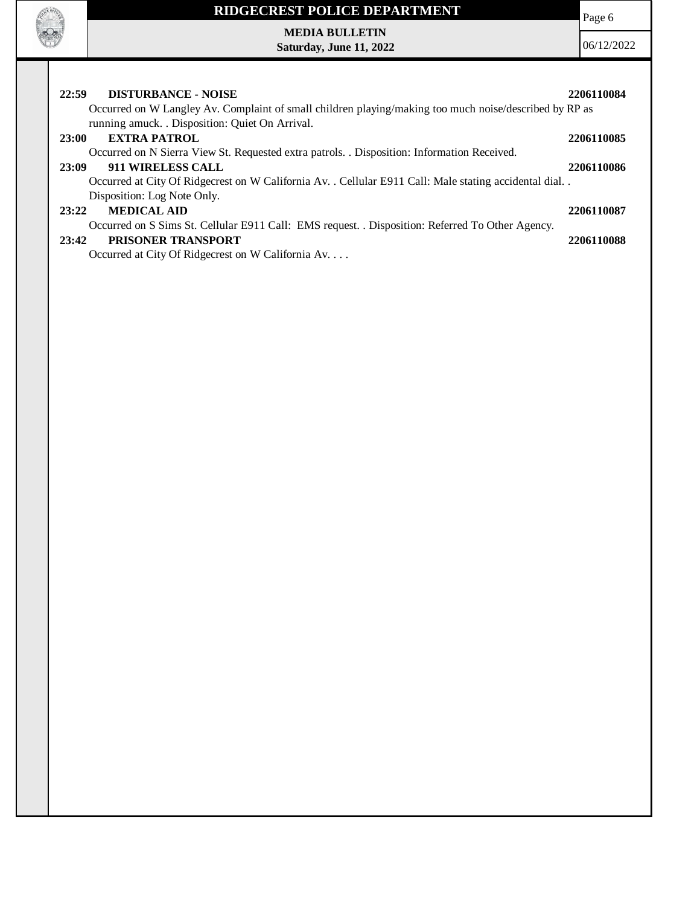**22:59 DISTURBANCE - NOISE** **2206110084**

Occurred on W Langley Av. Complaint of small children playing/making too much noise/described by RP as running amuck. . Disposition: Quiet On Arrival.

**23:00 EXTRA PATROL** **2206110085**

Occurred on N Sierra View St. Requested extra patrols. . Disposition: Information Received.

**23:09 911 WIRELESS CALL** **2206110086**

Occurred at City Of Ridgecrest on W California Av. . Cellular E911 Call: Male stating accidental dial. . Disposition: Log Note Only.

**23:22 MEDICAL AID** **2206110087**

Occurred on S Sims St. Cellular E911 Call: EMS request. . Disposition: Referred To Other Agency.

**23:42 PRISONER TRANSPORT** **2206110088**

Occurred at City Of Ridgecrest on W California Av. . . .